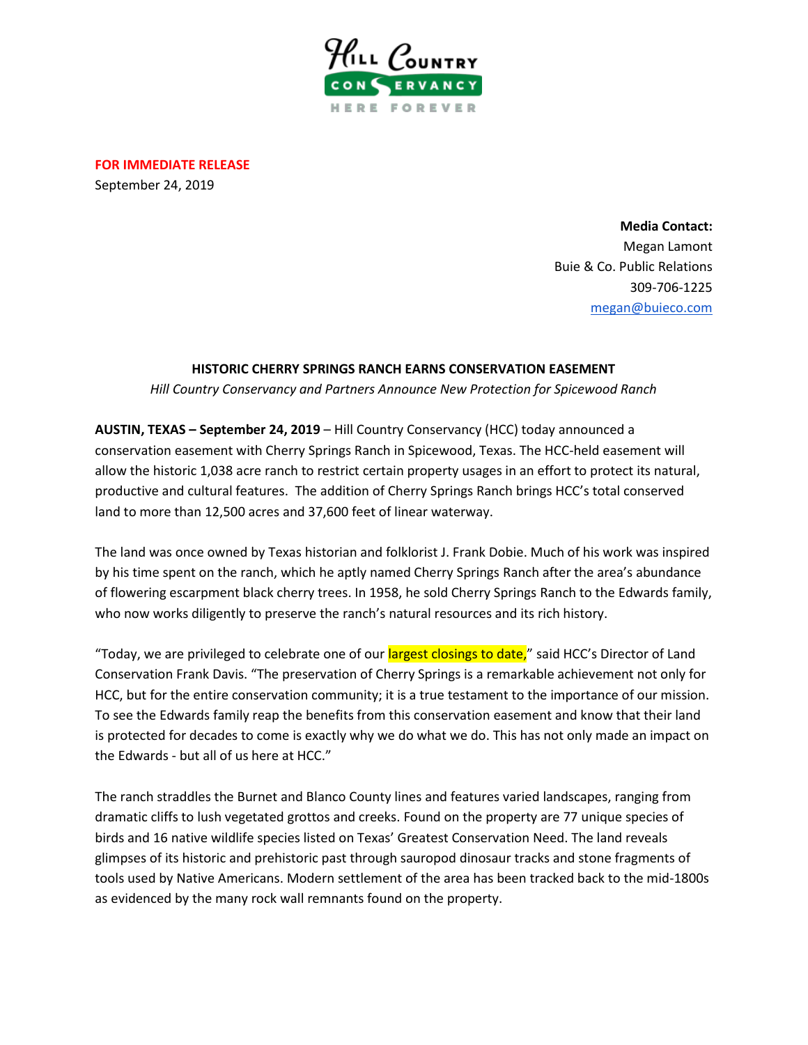Hill Country Conservancy

HERE FOREVER

**FOR IMMEDIATE RELEASE**
September 24, 2019

**Media Contact:**
Megan Lamont
Buie & Co. Public Relations
309-706-1225
megan@buieco.com

**HISTORIC CHERRY SPRINGS RANCH EARNS CONSERVATION EASEMENT**

*Hill Country Conservancy and Partners Announce New Protection for Spicewood Ranch*

**AUSTIN, TEXAS – September 24, 2019** – Hill Country Conservancy (HCC) today announced a conservation easement with Cherry Springs Ranch in Spicewood, Texas. The HCC-held easement will allow the historic 1,038 acre ranch to restrict certain property usages in an effort to protect its natural, productive and cultural features. The addition of Cherry Springs Ranch brings HCC's total conserved land to more than 12,500 acres and 37,600 feet of linear waterway.

The land was once owned by Texas historian and folklorist J. Frank Dobie. Much of his work was inspired by his time spent on the ranch, which he aptly named Cherry Springs Ranch after the area's abundance of flowering escarpment black cherry trees. In 1958, he sold Cherry Springs Ranch to the Edwards family, who now works diligently to preserve the ranch's natural resources and its rich history.

"Today, we are privileged to celebrate one of our largest closings to date," said HCC's Director of Land Conservation Frank Davis. "The preservation of Cherry Springs is a remarkable achievement not only for HCC, but for the entire conservation community; it is a true testament to the importance of our mission. To see the Edwards family reap the benefits from this conservation easement and know that their land is protected for decades to come is exactly why we do what we do. This has not only made an impact on the Edwards - but all of us here at HCC."

The ranch straddles the Burnet and Blanco County lines and features varied landscapes, ranging from dramatic cliffs to lush vegetated grottos and creeks. Found on the property are 77 unique species of birds and 16 native wildlife species listed on Texas' Greatest Conservation Need. The land reveals glimpses of its historic and prehistoric past through sauropod dinosaur tracks and stone fragments of tools used by Native Americans. Modern settlement of the area has been tracked back to the mid-1800s as evidenced by the many rock wall remnants found on the property.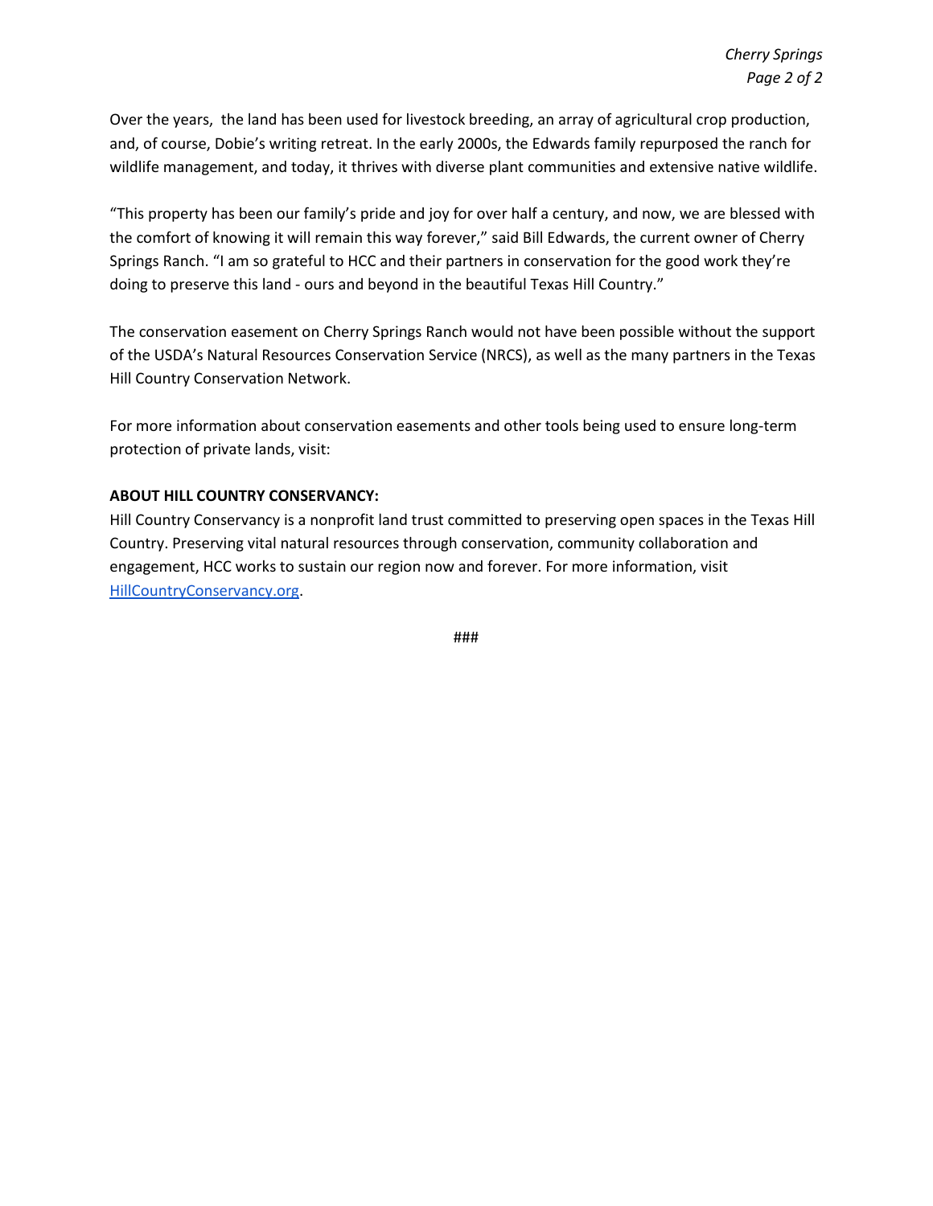Over the years, the land has been used for livestock breeding, an array of agricultural crop production, and, of course, Dobie's writing retreat. In the early 2000s, the Edwards family repurposed the ranch for wildlife management, and today, it thrives with diverse plant communities and extensive native wildlife.

"This property has been our family's pride and joy for over half a century, and now, we are blessed with the comfort of knowing it will remain this way forever," said Bill Edwards, the current owner of Cherry Springs Ranch. "I am so grateful to HCC and their partners in conservation for the good work they're doing to preserve this land - ours and beyond in the beautiful Texas Hill Country."

The conservation easement on Cherry Springs Ranch would not have been possible without the support of the USDA's Natural Resources Conservation Service (NRCS), as well as the many partners in the Texas Hill Country Conservation Network.

For more information about conservation easements and other tools being used to ensure long-term protection of private lands, visit:

**ABOUT HILL COUNTRY CONSERVANCY:**

Hill Country Conservancy is a nonprofit land trust committed to preserving open spaces in the Texas Hill Country. Preserving vital natural resources through conservation, community collaboration and engagement, HCC works to sustain our region now and forever. For more information, visit [HillCountryConservancy.org](HillCountryConservancy.org).

###